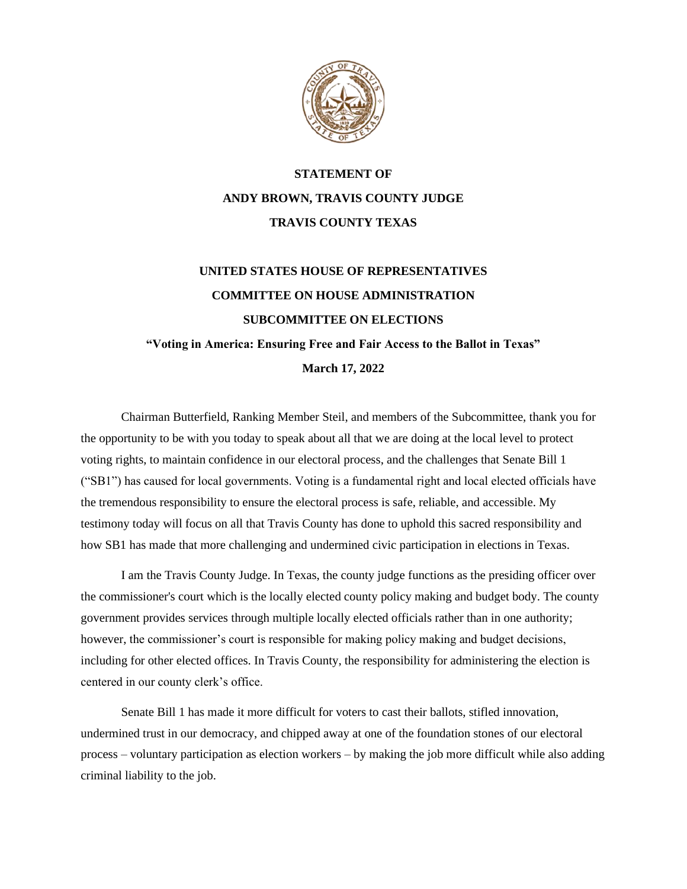**STATEMENT OF**

**ANDY BROWN, TRAVIS COUNTY JUDGE**

**TRAVIS COUNTY TEXAS**

**UNITED STATES HOUSE OF REPRESENTATIVES**

**COMMITTEE ON HOUSE ADMINISTRATION**

**SUBCOMMITTEE ON ELECTIONS**

**"Voting in America: Ensuring Free and Fair Access to the Ballot in Texas"**

**March 17, 2022**

Chairman Butterfield, Ranking Member Steil, and members of the Subcommittee, thank you for the opportunity to be with you today to speak about all that we are doing at the local level to protect voting rights, to maintain confidence in our electoral process, and the challenges that Senate Bill 1 ("SB1") has caused for local governments. Voting is a fundamental right and local elected officials have the tremendous responsibility to ensure the electoral process is safe, reliable, and accessible. My testimony today will focus on all that Travis County has done to uphold this sacred responsibility and how SB1 has made that more challenging and undermined civic participation in elections in Texas.

I am the Travis County Judge. In Texas, the county judge functions as the presiding officer over the commissioner's court which is the locally elected county policy making and budget body. The county government provides services through multiple locally elected officials rather than in one authority; however, the commissioner's court is responsible for making policy making and budget decisions, including for other elected offices. In Travis County, the responsibility for administering the election is centered in our county clerk's office.

Senate Bill 1 has made it more difficult for voters to cast their ballots, stifled innovation, undermined trust in our democracy, and chipped away at one of the foundation stones of our electoral process – voluntary participation as election workers – by making the job more difficult while also adding criminal liability to the job.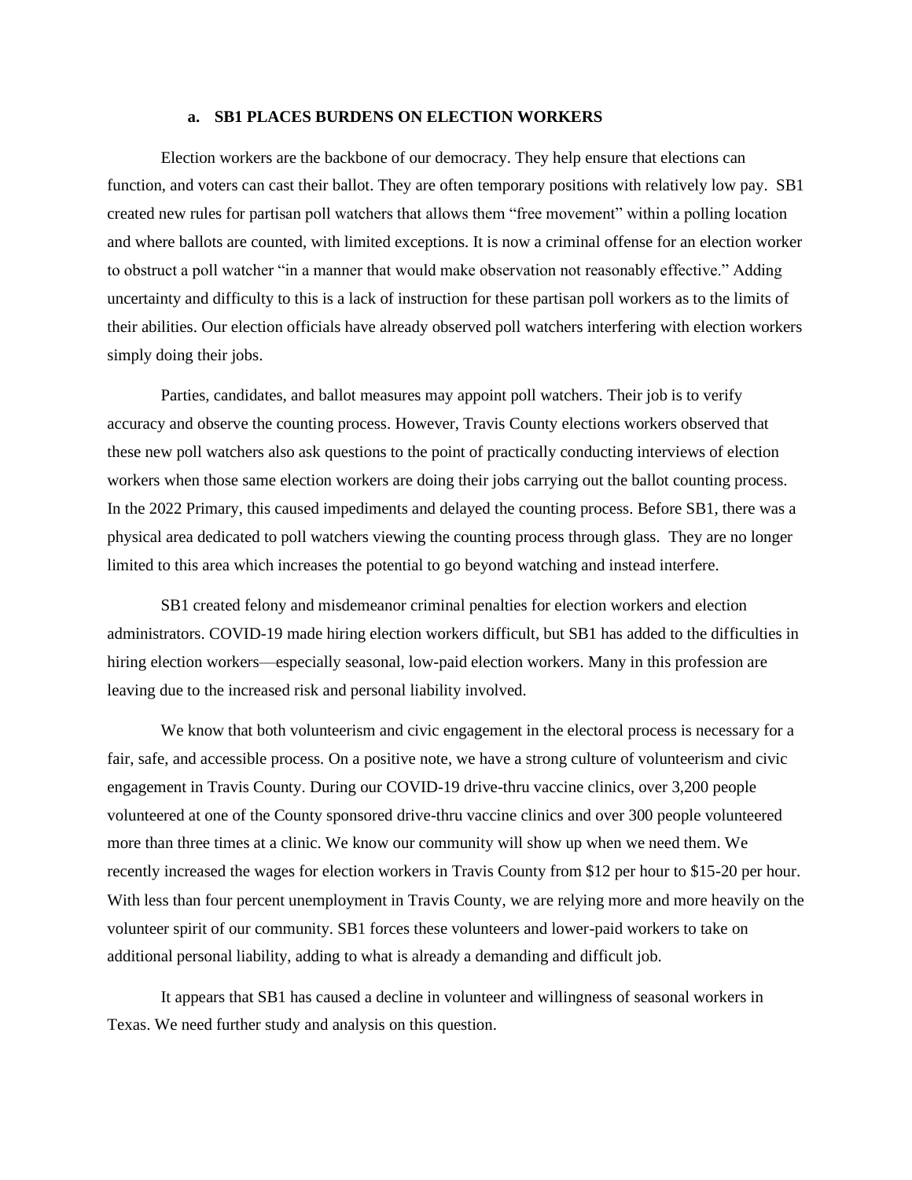### a. SB1 PLACES BURDENS ON ELECTION WORKERS

Election workers are the backbone of our democracy. They help ensure that elections can function, and voters can cast their ballot. They are often temporary positions with relatively low pay. SB1 created new rules for partisan poll watchers that allows them "free movement" within a polling location and where ballots are counted, with limited exceptions. It is now a criminal offense for an election worker to obstruct a poll watcher "in a manner that would make observation not reasonably effective." Adding uncertainty and difficulty to this is a lack of instruction for these partisan poll workers as to the limits of their abilities. Our election officials have already observed poll watchers interfering with election workers simply doing their jobs.

Parties, candidates, and ballot measures may appoint poll watchers. Their job is to verify accuracy and observe the counting process. However, Travis County elections workers observed that these new poll watchers also ask questions to the point of practically conducting interviews of election workers when those same election workers are doing their jobs carrying out the ballot counting process. In the 2022 Primary, this caused impediments and delayed the counting process. Before SB1, there was a physical area dedicated to poll watchers viewing the counting process through glass. They are no longer limited to this area which increases the potential to go beyond watching and instead interfere.

SB1 created felony and misdemeanor criminal penalties for election workers and election administrators. COVID-19 made hiring election workers difficult, but SB1 has added to the difficulties in hiring election workers—especially seasonal, low-paid election workers. Many in this profession are leaving due to the increased risk and personal liability involved.

We know that both volunteerism and civic engagement in the electoral process is necessary for a fair, safe, and accessible process. On a positive note, we have a strong culture of volunteerism and civic engagement in Travis County. During our COVID-19 drive-thru vaccine clinics, over 3,200 people volunteered at one of the County sponsored drive-thru vaccine clinics and over 300 people volunteered more than three times at a clinic. We know our community will show up when we need them. We recently increased the wages for election workers in Travis County from $12 per hour to $15-20 per hour. With less than four percent unemployment in Travis County, we are relying more and more heavily on the volunteer spirit of our community. SB1 forces these volunteers and lower-paid workers to take on additional personal liability, adding to what is already a demanding and difficult job.

It appears that SB1 has caused a decline in volunteer and willingness of seasonal workers in Texas. We need further study and analysis on this question.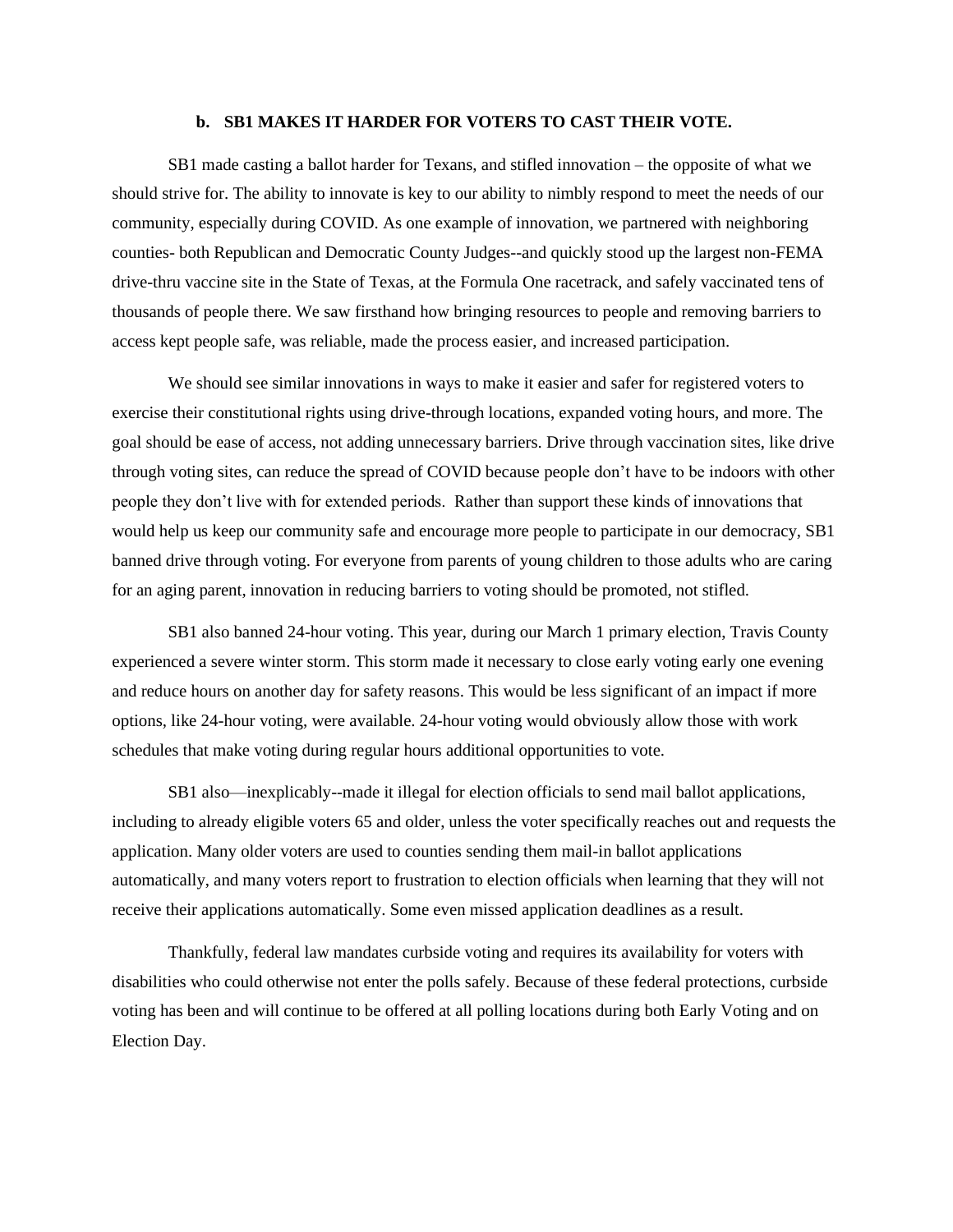### b. SB1 MAKES IT HARDER FOR VOTERS TO CAST THEIR VOTE.

SB1 made casting a ballot harder for Texans, and stifled innovation – the opposite of what we should strive for. The ability to innovate is key to our ability to nimbly respond to meet the needs of our community, especially during COVID. As one example of innovation, we partnered with neighboring counties- both Republican and Democratic County Judges--and quickly stood up the largest non-FEMA drive-thru vaccine site in the State of Texas, at the Formula One racetrack, and safely vaccinated tens of thousands of people there. We saw firsthand how bringing resources to people and removing barriers to access kept people safe, was reliable, made the process easier, and increased participation.

We should see similar innovations in ways to make it easier and safer for registered voters to exercise their constitutional rights using drive-through locations, expanded voting hours, and more. The goal should be ease of access, not adding unnecessary barriers. Drive through vaccination sites, like drive through voting sites, can reduce the spread of COVID because people don't have to be indoors with other people they don't live with for extended periods. Rather than support these kinds of innovations that would help us keep our community safe and encourage more people to participate in our democracy, SB1 banned drive through voting. For everyone from parents of young children to those adults who are caring for an aging parent, innovation in reducing barriers to voting should be promoted, not stifled.

SB1 also banned 24-hour voting. This year, during our March 1 primary election, Travis County experienced a severe winter storm. This storm made it necessary to close early voting early one evening and reduce hours on another day for safety reasons. This would be less significant of an impact if more options, like 24-hour voting, were available. 24-hour voting would obviously allow those with work schedules that make voting during regular hours additional opportunities to vote.

SB1 also—inexplicably--made it illegal for election officials to send mail ballot applications, including to already eligible voters 65 and older, unless the voter specifically reaches out and requests the application. Many older voters are used to counties sending them mail-in ballot applications automatically, and many voters report to frustration to election officials when learning that they will not receive their applications automatically. Some even missed application deadlines as a result.

Thankfully, federal law mandates curbside voting and requires its availability for voters with disabilities who could otherwise not enter the polls safely. Because of these federal protections, curbside voting has been and will continue to be offered at all polling locations during both Early Voting and on Election Day.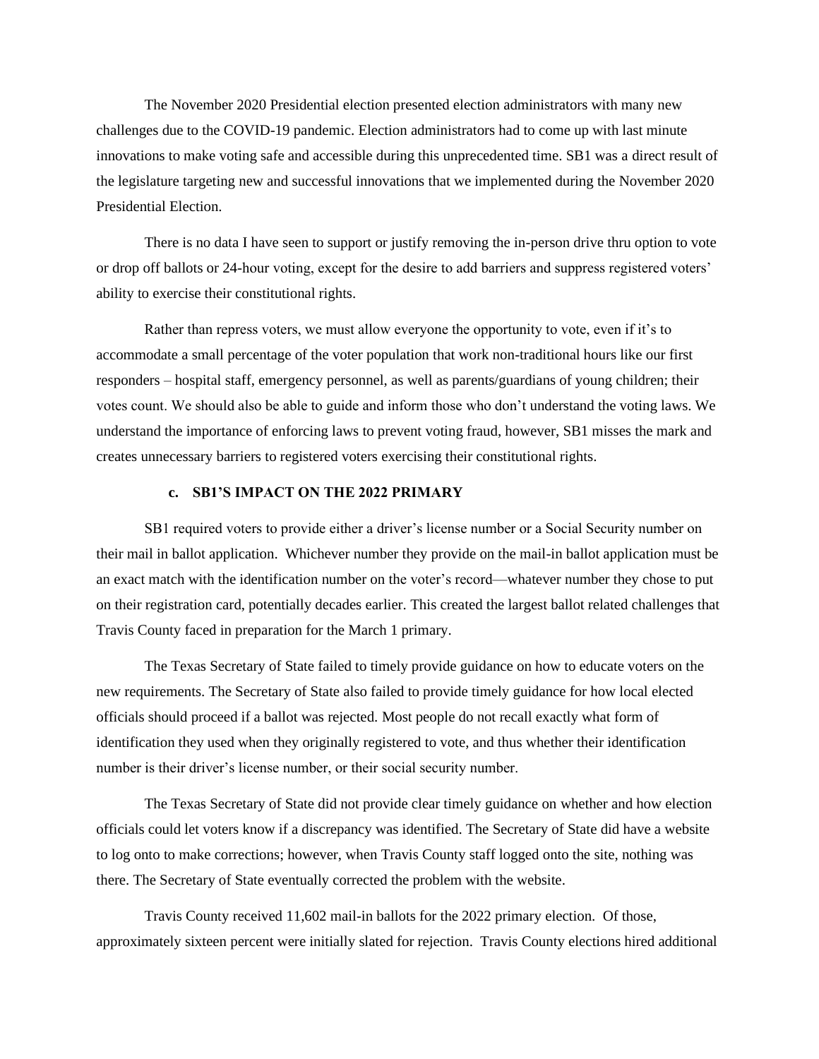The November 2020 Presidential election presented election administrators with many new challenges due to the COVID-19 pandemic. Election administrators had to come up with last minute innovations to make voting safe and accessible during this unprecedented time. SB1 was a direct result of the legislature targeting new and successful innovations that we implemented during the November 2020 Presidential Election.

There is no data I have seen to support or justify removing the in-person drive thru option to vote or drop off ballots or 24-hour voting, except for the desire to add barriers and suppress registered voters' ability to exercise their constitutional rights.

Rather than repress voters, we must allow everyone the opportunity to vote, even if it's to accommodate a small percentage of the voter population that work non-traditional hours like our first responders – hospital staff, emergency personnel, as well as parents/guardians of young children; their votes count. We should also be able to guide and inform those who don't understand the voting laws. We understand the importance of enforcing laws to prevent voting fraud, however, SB1 misses the mark and creates unnecessary barriers to registered voters exercising their constitutional rights.

### c. SB1'S IMPACT ON THE 2022 PRIMARY

SB1 required voters to provide either a driver's license number or a Social Security number on their mail in ballot application. Whichever number they provide on the mail-in ballot application must be an exact match with the identification number on the voter's record—whatever number they chose to put on their registration card, potentially decades earlier. This created the largest ballot related challenges that Travis County faced in preparation for the March 1 primary.

The Texas Secretary of State failed to timely provide guidance on how to educate voters on the new requirements. The Secretary of State also failed to provide timely guidance for how local elected officials should proceed if a ballot was rejected. Most people do not recall exactly what form of identification they used when they originally registered to vote, and thus whether their identification number is their driver's license number, or their social security number.

The Texas Secretary of State did not provide clear timely guidance on whether and how election officials could let voters know if a discrepancy was identified. The Secretary of State did have a website to log onto to make corrections; however, when Travis County staff logged onto the site, nothing was there. The Secretary of State eventually corrected the problem with the website.

Travis County received 11,602 mail-in ballots for the 2022 primary election. Of those, approximately sixteen percent were initially slated for rejection. Travis County elections hired additional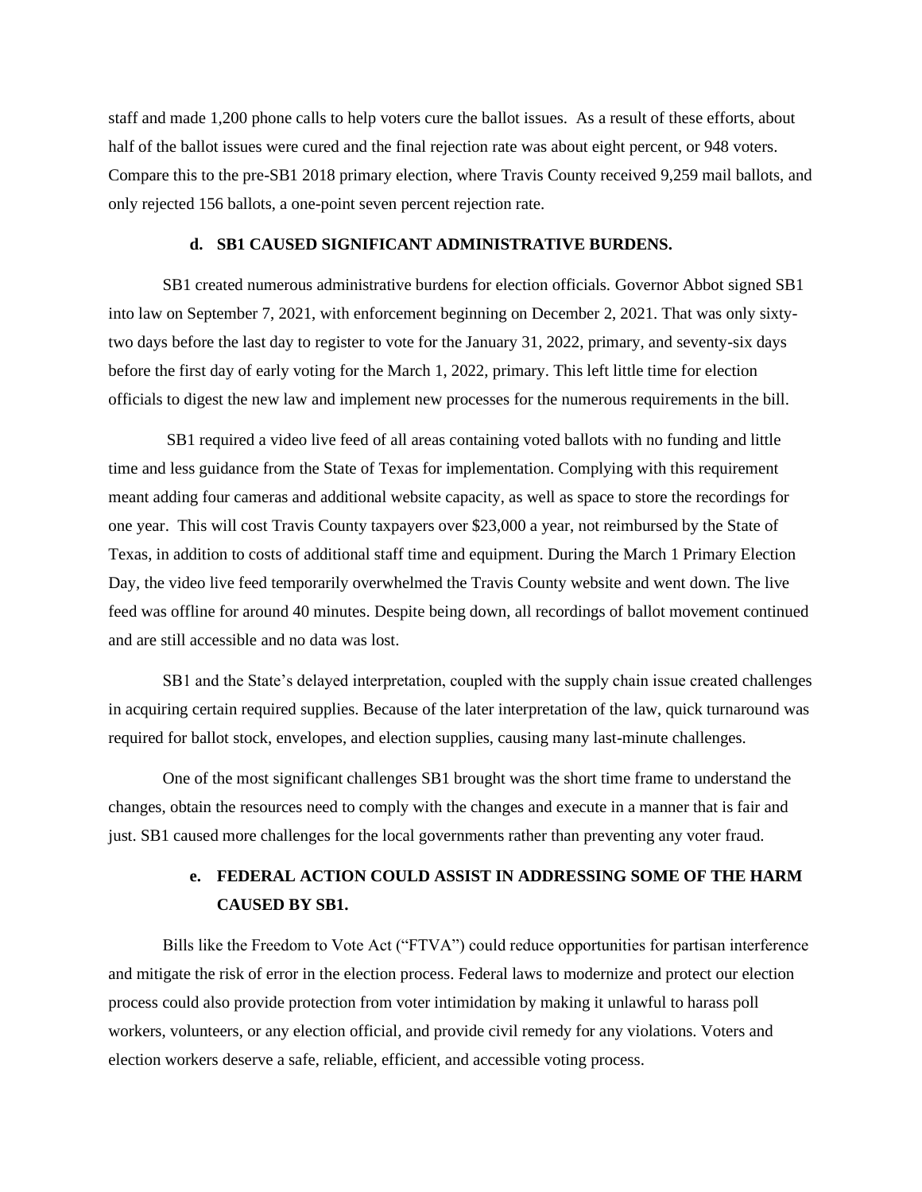staff and made 1,200 phone calls to help voters cure the ballot issues. As a result of these efforts, about half of the ballot issues were cured and the final rejection rate was about eight percent, or 948 voters. Compare this to the pre-SB1 2018 primary election, where Travis County received 9,259 mail ballots, and only rejected 156 ballots, a one-point seven percent rejection rate.

### d. SB1 CAUSED SIGNIFICANT ADMINISTRATIVE BURDENS.

SB1 created numerous administrative burdens for election officials. Governor Abbot signed SB1 into law on September 7, 2021, with enforcement beginning on December 2, 2021. That was only sixty-two days before the last day to register to vote for the January 31, 2022, primary, and seventy-six days before the first day of early voting for the March 1, 2022, primary. This left little time for election officials to digest the new law and implement new processes for the numerous requirements in the bill.

SB1 required a video live feed of all areas containing voted ballots with no funding and little time and less guidance from the State of Texas for implementation. Complying with this requirement meant adding four cameras and additional website capacity, as well as space to store the recordings for one year. This will cost Travis County taxpayers over $23,000 a year, not reimbursed by the State of Texas, in addition to costs of additional staff time and equipment. During the March 1 Primary Election Day, the video live feed temporarily overwhelmed the Travis County website and went down. The live feed was offline for around 40 minutes. Despite being down, all recordings of ballot movement continued and are still accessible and no data was lost.

SB1 and the State's delayed interpretation, coupled with the supply chain issue created challenges in acquiring certain required supplies. Because of the later interpretation of the law, quick turnaround was required for ballot stock, envelopes, and election supplies, causing many last-minute challenges.

One of the most significant challenges SB1 brought was the short time frame to understand the changes, obtain the resources need to comply with the changes and execute in a manner that is fair and just. SB1 caused more challenges for the local governments rather than preventing any voter fraud.

### e. FEDERAL ACTION COULD ASSIST IN ADDRESSING SOME OF THE HARM CAUSED BY SB1.

Bills like the Freedom to Vote Act ("FTVA") could reduce opportunities for partisan interference and mitigate the risk of error in the election process. Federal laws to modernize and protect our election process could also provide protection from voter intimidation by making it unlawful to harass poll workers, volunteers, or any election official, and provide civil remedy for any violations. Voters and election workers deserve a safe, reliable, efficient, and accessible voting process.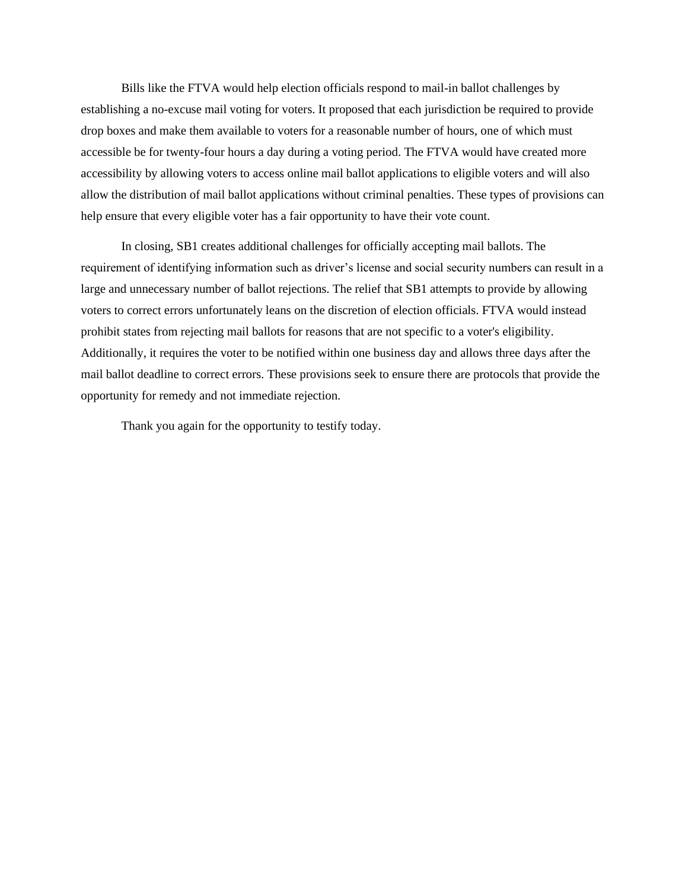Bills like the FTVA would help election officials respond to mail-in ballot challenges by establishing a no-excuse mail voting for voters. It proposed that each jurisdiction be required to provide drop boxes and make them available to voters for a reasonable number of hours, one of which must accessible be for twenty-four hours a day during a voting period. The FTVA would have created more accessibility by allowing voters to access online mail ballot applications to eligible voters and will also allow the distribution of mail ballot applications without criminal penalties. These types of provisions can help ensure that every eligible voter has a fair opportunity to have their vote count.

In closing, SB1 creates additional challenges for officially accepting mail ballots. The requirement of identifying information such as driver's license and social security numbers can result in a large and unnecessary number of ballot rejections. The relief that SB1 attempts to provide by allowing voters to correct errors unfortunately leans on the discretion of election officials. FTVA would instead prohibit states from rejecting mail ballots for reasons that are not specific to a voter's eligibility. Additionally, it requires the voter to be notified within one business day and allows three days after the mail ballot deadline to correct errors. These provisions seek to ensure there are protocols that provide the opportunity for remedy and not immediate rejection.

Thank you again for the opportunity to testify today.